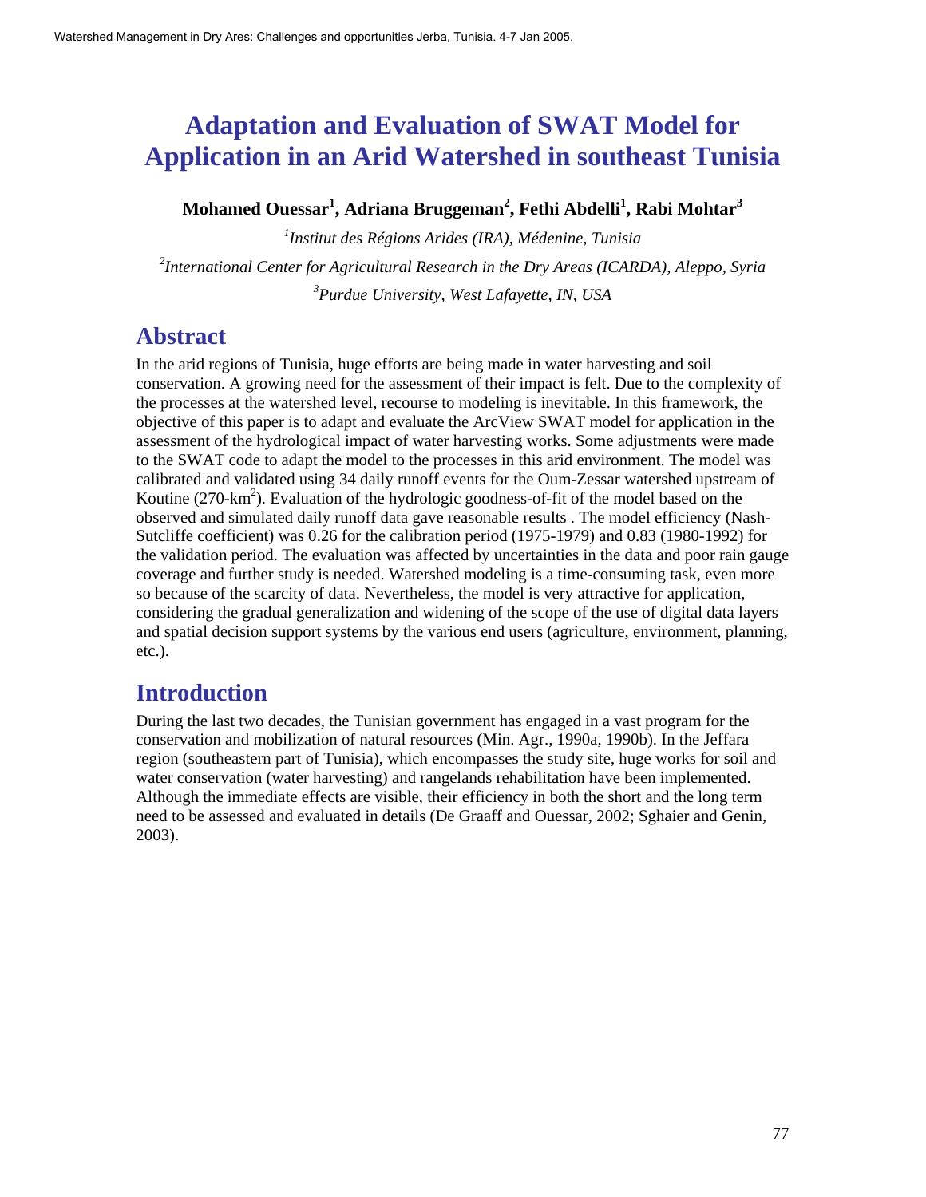# Adaptation and Evaluation of SWAT Model for Application in an Arid Watershed in southeast Tunisia

**Mohamed Ouessar[1], Adriana Bruggeman[2], Fethi Abdelli[1], Rabi Mohtar[3]**

[1]*Institut des Régions Arides (IRA), Médenine, Tunisia*

[2]*International Center for Agricultural Research in the Dry Areas (ICARDA), Aleppo, Syria*

[3]*Purdue University, West Lafayette, IN, USA*

## Abstract

In the arid regions of Tunisia, huge efforts are being made in water harvesting and soil conservation. A growing need for the assessment of their impact is felt. Due to the complexity of the processes at the watershed level, recourse to modeling is inevitable. In this framework, the objective of this paper is to adapt and evaluate the ArcView SWAT model for application in the assessment of the hydrological impact of water harvesting works. Some adjustments were made to the SWAT code to adapt the model to the processes in this arid environment. The model was calibrated and validated using 34 daily runoff events for the Oum-Zessar watershed upstream of Koutine (270-km$^2$). Evaluation of the hydrologic goodness-of-fit of the model based on the observed and simulated daily runoff data gave reasonable results . The model efficiency (Nash-Sutcliffe coefficient) was 0.26 for the calibration period (1975-1979) and 0.83 (1980-1992) for the validation period. The evaluation was affected by uncertainties in the data and poor rain gauge coverage and further study is needed. Watershed modeling is a time-consuming task, even more so because of the scarcity of data. Nevertheless, the model is very attractive for application, considering the gradual generalization and widening of the scope of the use of digital data layers and spatial decision support systems by the various end users (agriculture, environment, planning, etc.).

## Introduction

During the last two decades, the Tunisian government has engaged in a vast program for the conservation and mobilization of natural resources (Min. Agr., 1990a, 1990b). In the Jeffara region (southeastern part of Tunisia), which encompasses the study site, huge works for soil and water conservation (water harvesting) and rangelands rehabilitation have been implemented. Although the immediate effects are visible, their efficiency in both the short and the long term need to be assessed and evaluated in details (De Graaff and Ouessar, 2002; Sghaier and Genin, 2003).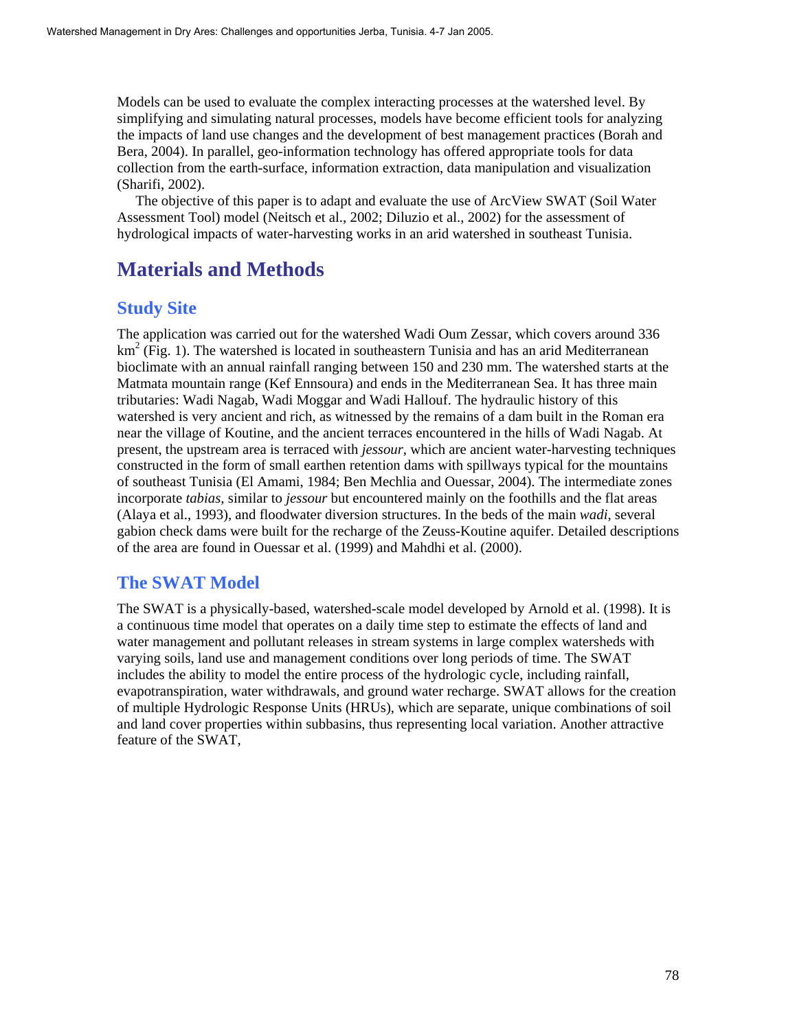Models can be used to evaluate the complex interacting processes at the watershed level. By simplifying and simulating natural processes, models have become efficient tools for analyzing the impacts of land use changes and the development of best management practices (Borah and Bera, 2004). In parallel, geo-information technology has offered appropriate tools for data collection from the earth-surface, information extraction, data manipulation and visualization (Sharifi, 2002).

The objective of this paper is to adapt and evaluate the use of ArcView SWAT (Soil Water Assessment Tool) model (Neitsch et al., 2002; Diluzio et al., 2002) for the assessment of hydrological impacts of water-harvesting works in an arid watershed in southeast Tunisia.

# Materials and Methods

## Study Site

The application was carried out for the watershed Wadi Oum Zessar, which covers around 336 $km^2$ (Fig. 1). The watershed is located in southeastern Tunisia and has an arid Mediterranean bioclimate with an annual rainfall ranging between 150 and 230 mm. The watershed starts at the Matmata mountain range (Kef Ennsoura) and ends in the Mediterranean Sea. It has three main tributaries: Wadi Nagab, Wadi Moggar and Wadi Hallouf. The hydraulic history of this watershed is very ancient and rich, as witnessed by the remains of a dam built in the Roman era near the village of Koutine, and the ancient terraces encountered in the hills of Wadi Nagab. At present, the upstream area is terraced with *jessour,* which are ancient water-harvesting techniques constructed in the form of small earthen retention dams with spillways typical for the mountains of southeast Tunisia (El Amami, 1984; Ben Mechlia and Ouessar, 2004). The intermediate zones incorporate *tabias,* similar to *jessour* but encountered mainly on the foothills and the flat areas (Alaya et al., 1993), and floodwater diversion structures. In the beds of the main *wadi*, several gabion check dams were built for the recharge of the Zeuss-Koutine aquifer. Detailed descriptions of the area are found in Ouessar et al. (1999) and Mahdhi et al. (2000).

## The SWAT Model

The SWAT is a physically-based, watershed-scale model developed by Arnold et al. (1998). It is a continuous time model that operates on a daily time step to estimate the effects of land and water management and pollutant releases in stream systems in large complex watersheds with varying soils, land use and management conditions over long periods of time. The SWAT includes the ability to model the entire process of the hydrologic cycle, including rainfall, evapotranspiration, water withdrawals, and ground water recharge. SWAT allows for the creation of multiple Hydrologic Response Units (HRUs), which are separate, unique combinations of soil and land cover properties within subbasins, thus representing local variation. Another attractive feature of the SWAT,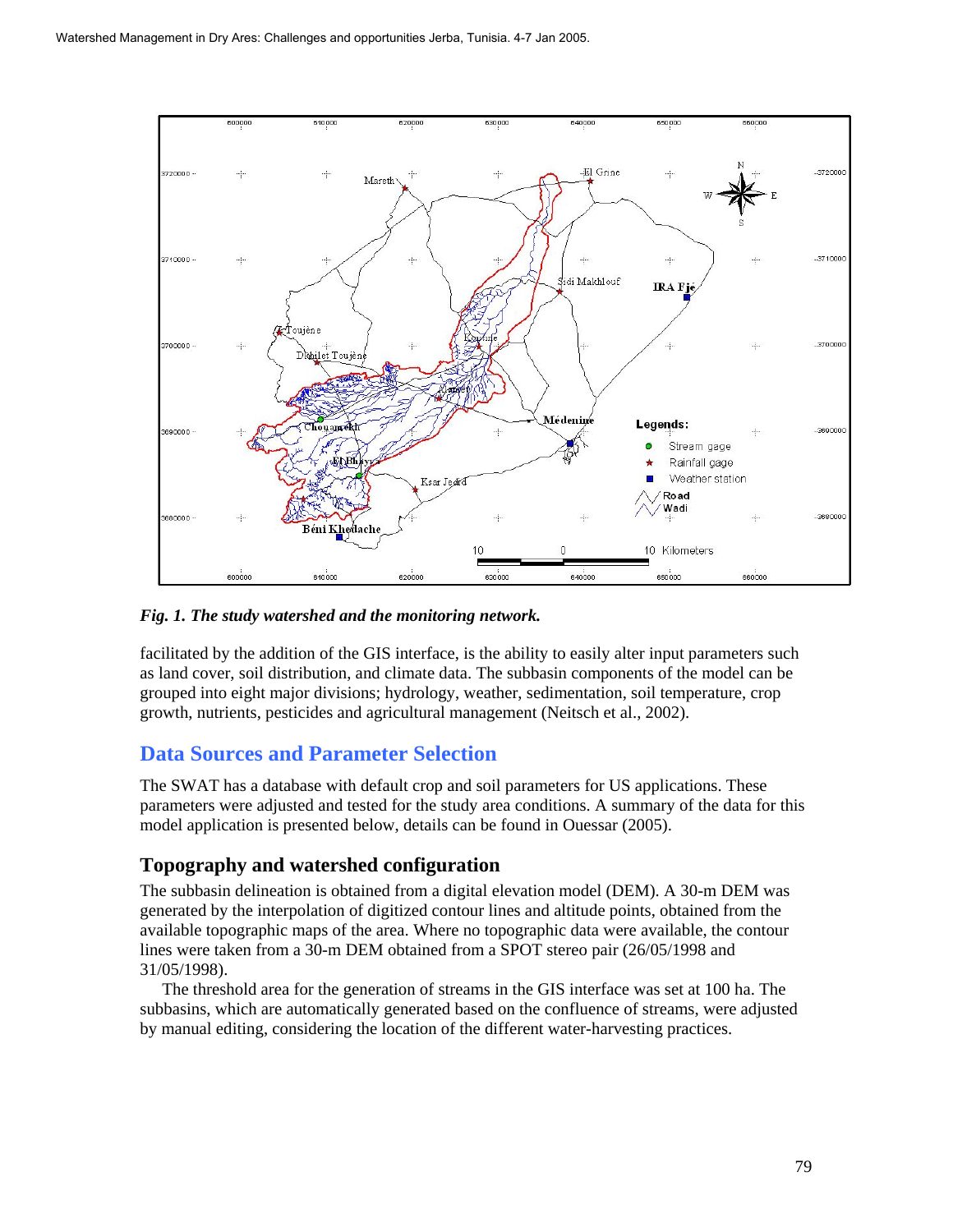*Fig. 1. The study watershed and the monitoring network.*

facilitated by the addition of the GIS interface, is the ability to easily alter input parameters such as land cover, soil distribution, and climate data. The subbasin components of the model can be grouped into eight major divisions; hydrology, weather, sedimentation, soil temperature, crop growth, nutrients, pesticides and agricultural management (Neitsch et al., 2002).

## Data Sources and Parameter Selection

The SWAT has a database with default crop and soil parameters for US applications. These parameters were adjusted and tested for the study area conditions. A summary of the data for this model application is presented below, details can be found in Ouessar (2005).

### Topography and watershed configuration

The subbasin delineation is obtained from a digital elevation model (DEM). A 30-m DEM was generated by the interpolation of digitized contour lines and altitude points, obtained from the available topographic maps of the area. Where no topographic data were available, the contour lines were taken from a 30-m DEM obtained from a SPOT stereo pair (26/05/1998 and 31/05/1998).

The threshold area for the generation of streams in the GIS interface was set at 100 ha. The subbasins, which are automatically generated based on the confluence of streams, were adjusted by manual editing, considering the location of the different water-harvesting practices.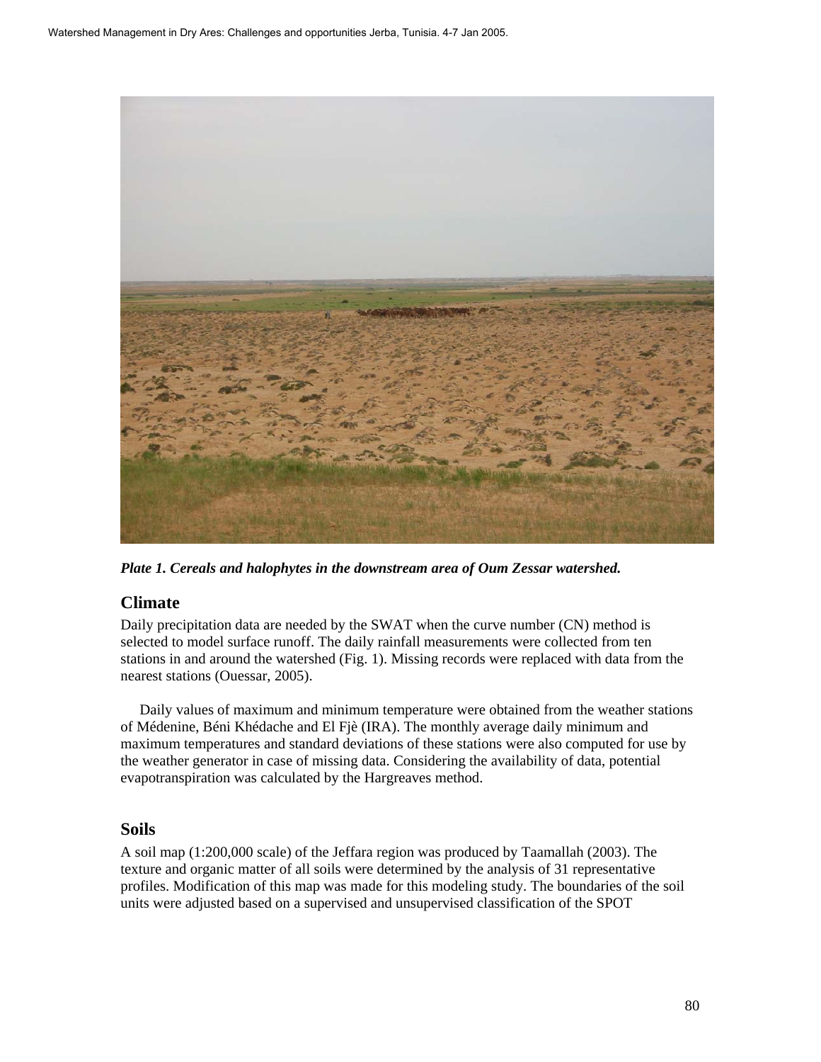*Plate 1. Cereals and halophytes in the downstream area of Oum Zessar watershed.*

## Climate

Daily precipitation data are needed by the SWAT when the curve number (CN) method is selected to model surface runoff. The daily rainfall measurements were collected from ten stations in and around the watershed (Fig. 1). Missing records were replaced with data from the nearest stations (Ouessar, 2005).

Daily values of maximum and minimum temperature were obtained from the weather stations of Médenine, Béni Khédache and El Fjè (IRA). The monthly average daily minimum and maximum temperatures and standard deviations of these stations were also computed for use by the weather generator in case of missing data. Considering the availability of data, potential evapotranspiration was calculated by the Hargreaves method.

## Soils

A soil map (1:200,000 scale) of the Jeffara region was produced by Taamallah (2003). The texture and organic matter of all soils were determined by the analysis of 31 representative profiles. Modification of this map was made for this modeling study. The boundaries of the soil units were adjusted based on a supervised and unsupervised classification of the SPOT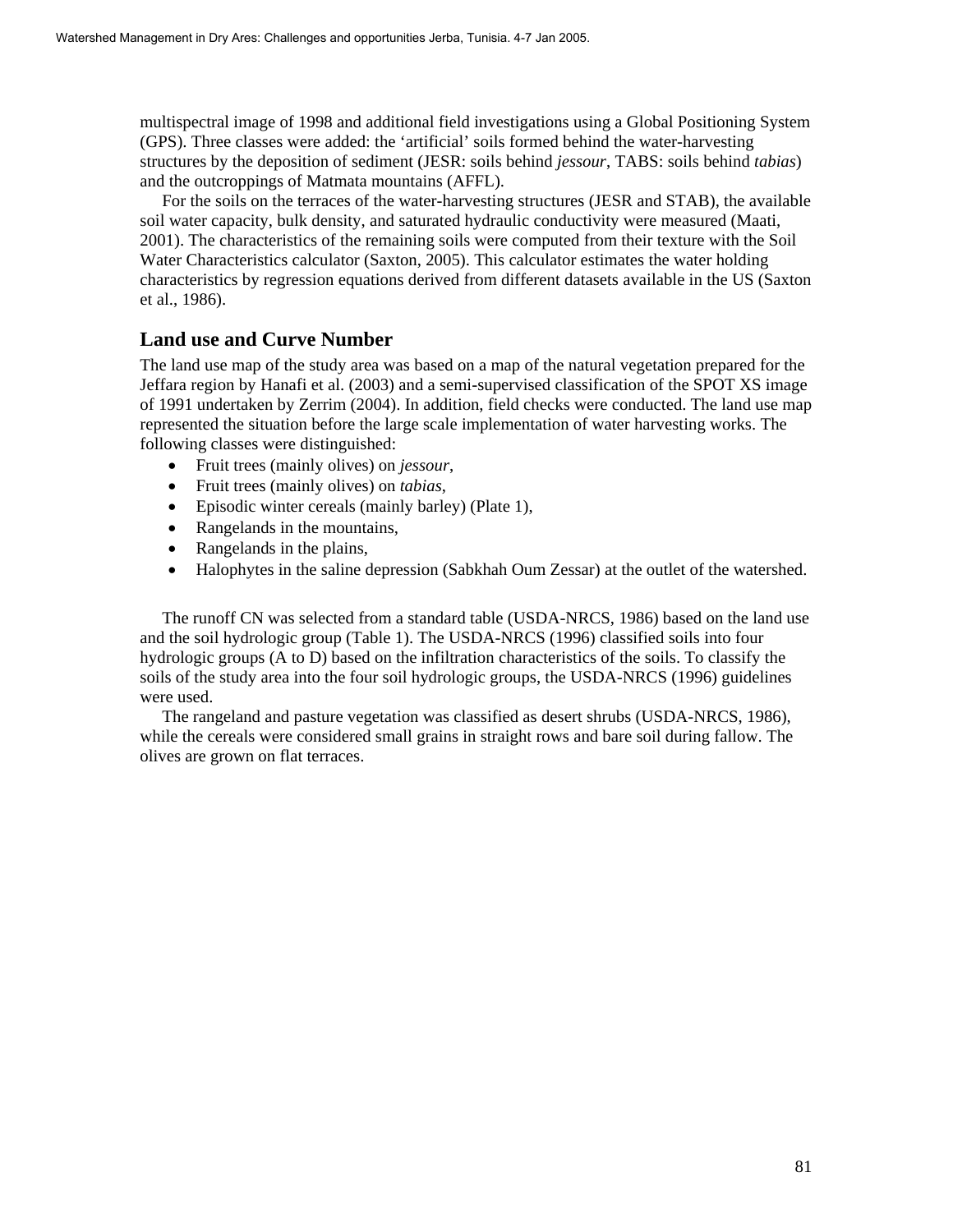multispectral image of 1998 and additional field investigations using a Global Positioning System (GPS). Three classes were added: the 'artificial' soils formed behind the water-harvesting structures by the deposition of sediment (JESR: soils behind *jessour*, TABS: soils behind *tabias*) and the outcroppings of Matmata mountains (AFFL).

For the soils on the terraces of the water-harvesting structures (JESR and STAB), the available soil water capacity, bulk density, and saturated hydraulic conductivity were measured (Maati, 2001). The characteristics of the remaining soils were computed from their texture with the Soil Water Characteristics calculator (Saxton, 2005). This calculator estimates the water holding characteristics by regression equations derived from different datasets available in the US (Saxton et al., 1986).

## Land use and Curve Number

The land use map of the study area was based on a map of the natural vegetation prepared for the Jeffara region by Hanafi et al. (2003) and a semi-supervised classification of the SPOT XS image of 1991 undertaken by Zerrim (2004). In addition, field checks were conducted. The land use map represented the situation before the large scale implementation of water harvesting works. The following classes were distinguished:

- Fruit trees (mainly olives) on *jessour*,
- Fruit trees (mainly olives) on *tabias*,
- Episodic winter cereals (mainly barley) (Plate 1),
- Rangelands in the mountains,
- Rangelands in the plains,
- Halophytes in the saline depression (Sabkhah Oum Zessar) at the outlet of the watershed.

The runoff CN was selected from a standard table (USDA-NRCS, 1986) based on the land use and the soil hydrologic group (Table 1). The USDA-NRCS (1996) classified soils into four hydrologic groups (A to D) based on the infiltration characteristics of the soils. To classify the soils of the study area into the four soil hydrologic groups, the USDA-NRCS (1996) guidelines were used.

The rangeland and pasture vegetation was classified as desert shrubs (USDA-NRCS, 1986), while the cereals were considered small grains in straight rows and bare soil during fallow. The olives are grown on flat terraces.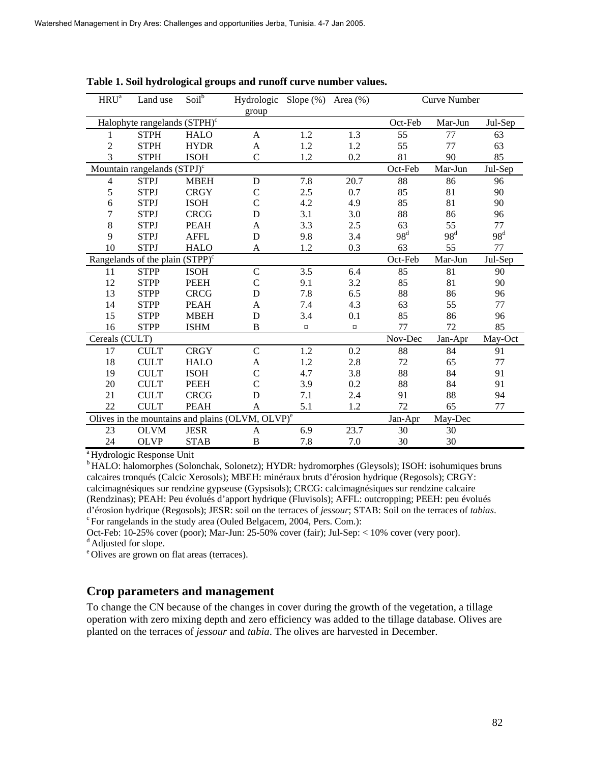**Table 1. Soil hydrological groups and runoff curve number values.**

| HRU[a] | Land use | Soil[b] | Hydrologic group | Slope (%) | Area (%) | Curve Number | | |
|---|---|---|---|---|---|---|---|---|
| Halophyte rangelands (STPH)[c] | | | | | | Oct-Feb | Mar-Jun | Jul-Sep |
| 1 | STPH | HALO | A | 1.2 | 1.3 | 55 | 77 | 63 |
| 2 | STPH | HYDR | A | 1.2 | 1.2 | 55 | 77 | 63 |
| 3 | STPH | ISOH | C | 1.2 | 0.2 | 81 | 90 | 85 |
| Mountain rangelands (STPJ)[c] | | | | | | Oct-Feb | Mar-Jun | Jul-Sep |
| 4 | STPJ | MBEH | D | 7.8 | 20.7 | 88 | 86 | 96 |
| 5 | STPJ | CRGY | C | 2.5 | 0.7 | 85 | 81 | 90 |
| 6 | STPJ | ISOH | C | 4.2 | 4.9 | 85 | 81 | 90 |
| 7 | STPJ | CRCG | D | 3.1 | 3.0 | 88 | 86 | 96 |
| 8 | STPJ | PEAH | A | 3.3 | 2.5 | 63 | 55 | 77 |
| 9 | STPJ | AFFL | D | 9.8 | 3.4 | 98[d] | 98[d] | 98[d] |
| 10 | STPJ | HALO | A | 1.2 | 0.3 | 63 | 55 | 77 |
| Rangelands of the plain (STPP)[c] | | | | | | Oct-Feb | Mar-Jun | Jul-Sep |
| 11 | STPP | ISOH | C | 3.5 | 6.4 | 85 | 81 | 90 |
| 12 | STPP | PEEH | C | 9.1 | 3.2 | 85 | 81 | 90 |
| 13 | STPP | CRCG | D | 7.8 | 6.5 | 88 | 86 | 96 |
| 14 | STPP | PEAH | A | 7.4 | 4.3 | 63 | 55 | 77 |
| 15 | STPP | MBEH | D | 3.4 | 0.1 | 85 | 86 | 96 |
| 16 | STPP | ISHM | B | ¤ | ¤ | 77 | 72 | 85 |
| Cereals (CULT) | | | | | | Nov-Dec | Jan-Apr | May-Oct |
| 17 | CULT | CRGY | C | 1.2 | 0.2 | 88 | 84 | 91 |
| 18 | CULT | HALO | A | 1.2 | 2.8 | 72 | 65 | 77 |
| 19 | CULT | ISOH | C | 4.7 | 3.8 | 88 | 84 | 91 |
| 20 | CULT | PEEH | C | 3.9 | 0.2 | 88 | 84 | 91 |
| 21 | CULT | CRCG | D | 7.1 | 2.4 | 91 | 88 | 94 |
| 22 | CULT | PEAH | A | 5.1 | 1.2 | 72 | 65 | 77 |
| Olives in the mountains and plains (OLVM, OLVP)[e] | | | | | | Jan-Apr | May-Dec | |
| 23 | OLVM | JESR | A | 6.9 | 23.7 | 30 | 30 | |
| 24 | OLVP | STAB | B | 7.8 | 7.0 | 30 | 30 | |

[a] Hydrologic Response Unit
[b] HALO: halomorphes (Solonchak, Solonetz); HYDR: hydromorphes (Gleysols); ISOH: isohumiques bruns calcaires tronqués (Calcic Xerosols); MBEH: minéraux bruts d'érosion hydrique (Regosols); CRGY: calcimagnésiques sur rendzine gypseuse (Gypsisols); CRCG: calcimagnésiques sur rendzine calcaire (Rendzinas); PEAH: Peu évolués d'apport hydrique (Fluvisols); AFFL: outcropping; PEEH: peu évolués d'érosion hydrique (Regosols); JESR: soil on the terraces of *jessour*; STAB: Soil on the terraces of *tabias*.
[c] For rangelands in the study area (Ouled Belgacem, 2004, Pers. Com.):
Oct-Feb: 10-25% cover (poor); Mar-Jun: 25-50% cover (fair); Jul-Sep: < 10% cover (very poor).
[d] Adjusted for slope.
[e] Olives are grown on flat areas (terraces).

## Crop parameters and management

To change the CN because of the changes in cover during the growth of the vegetation, a tillage operation with zero mixing depth and zero efficiency was added to the tillage database. Olives are planted on the terraces of *jessour* and *tabia*. The olives are harvested in December.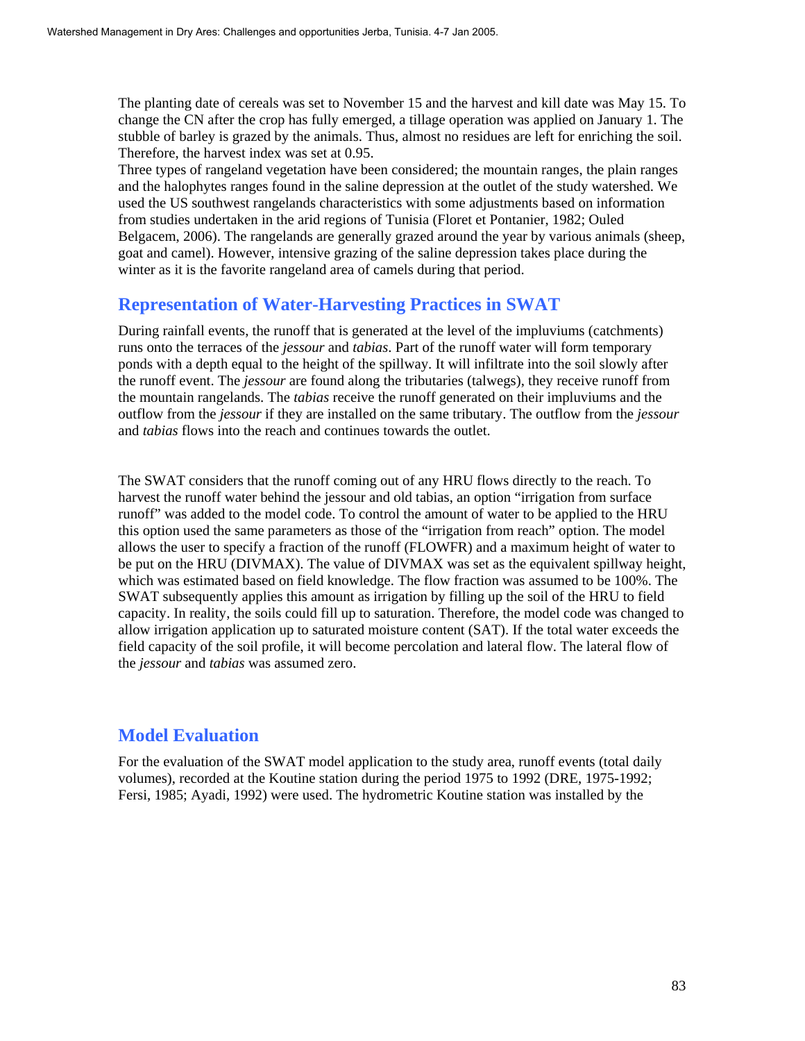The planting date of cereals was set to November 15 and the harvest and kill date was May 15. To change the CN after the crop has fully emerged, a tillage operation was applied on January 1. The stubble of barley is grazed by the animals. Thus, almost no residues are left for enriching the soil. Therefore, the harvest index was set at 0.95.
Three types of rangeland vegetation have been considered; the mountain ranges, the plain ranges and the halophytes ranges found in the saline depression at the outlet of the study watershed. We used the US southwest rangelands characteristics with some adjustments based on information from studies undertaken in the arid regions of Tunisia (Floret et Pontanier, 1982; Ouled Belgacem, 2006). The rangelands are generally grazed around the year by various animals (sheep, goat and camel). However, intensive grazing of the saline depression takes place during the winter as it is the favorite rangeland area of camels during that period.

## Representation of Water-Harvesting Practices in SWAT

During rainfall events, the runoff that is generated at the level of the impluviums (catchments) runs onto the terraces of the *jessour* and *tabias*. Part of the runoff water will form temporary ponds with a depth equal to the height of the spillway. It will infiltrate into the soil slowly after the runoff event. The *jessour* are found along the tributaries (talwegs), they receive runoff from the mountain rangelands. The *tabias* receive the runoff generated on their impluviums and the outflow from the *jessour* if they are installed on the same tributary. The outflow from the *jessour* and *tabias* flows into the reach and continues towards the outlet.

The SWAT considers that the runoff coming out of any HRU flows directly to the reach. To harvest the runoff water behind the jessour and old tabias, an option "irrigation from surface runoff" was added to the model code. To control the amount of water to be applied to the HRU this option used the same parameters as those of the "irrigation from reach" option. The model allows the user to specify a fraction of the runoff (FLOWFR) and a maximum height of water to be put on the HRU (DIVMAX). The value of DIVMAX was set as the equivalent spillway height, which was estimated based on field knowledge. The flow fraction was assumed to be 100%. The SWAT subsequently applies this amount as irrigation by filling up the soil of the HRU to field capacity. In reality, the soils could fill up to saturation. Therefore, the model code was changed to allow irrigation application up to saturated moisture content (SAT). If the total water exceeds the field capacity of the soil profile, it will become percolation and lateral flow. The lateral flow of the *jessour* and *tabias* was assumed zero.

## Model Evaluation

For the evaluation of the SWAT model application to the study area, runoff events (total daily volumes), recorded at the Koutine station during the period 1975 to 1992 (DRE, 1975-1992; Fersi, 1985; Ayadi, 1992) were used. The hydrometric Koutine station was installed by the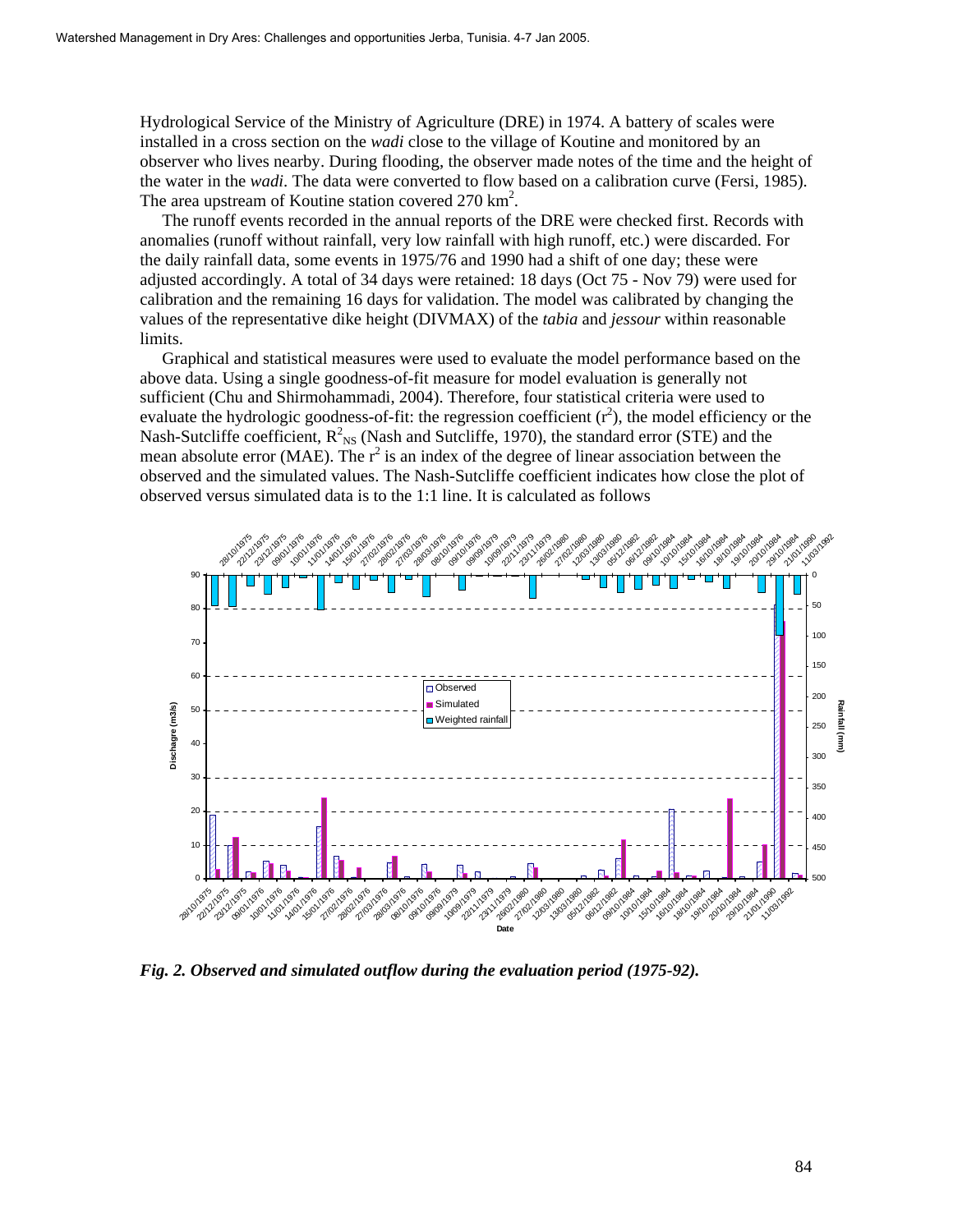Hydrological Service of the Ministry of Agriculture (DRE) in 1974. A battery of scales were installed in a cross section on the *wadi* close to the village of Koutine and monitored by an observer who lives nearby. During flooding, the observer made notes of the time and the height of the water in the *wadi*. The data were converted to flow based on a calibration curve (Fersi, 1985). The area upstream of Koutine station covered 270 km$^2$.

The runoff events recorded in the annual reports of the DRE were checked first. Records with anomalies (runoff without rainfall, very low rainfall with high runoff, etc.) were discarded. For the daily rainfall data, some events in 1975/76 and 1990 had a shift of one day; these were adjusted accordingly. A total of 34 days were retained: 18 days (Oct 75 - Nov 79) were used for calibration and the remaining 16 days for validation. The model was calibrated by changing the values of the representative dike height (DIVMAX) of the *tabia* and *jessour* within reasonable limits.

Graphical and statistical measures were used to evaluate the model performance based on the above data. Using a single goodness-of-fit measure for model evaluation is generally not sufficient (Chu and Shirmohammadi, 2004). Therefore, four statistical criteria were used to evaluate the hydrologic goodness-of-fit: the regression coefficient ($r^2$), the model efficiency or the Nash-Sutcliffe coefficient, $R^2_{NS}$ (Nash and Sutcliffe, 1970), the standard error (STE) and the mean absolute error (MAE). The $r^2$ is an index of the degree of linear association between the observed and the simulated values. The Nash-Sutcliffe coefficient indicates how close the plot of observed versus simulated data is to the 1:1 line. It is calculated as follows

***Fig. 2. Observed and simulated outflow during the evaluation period (1975-92).***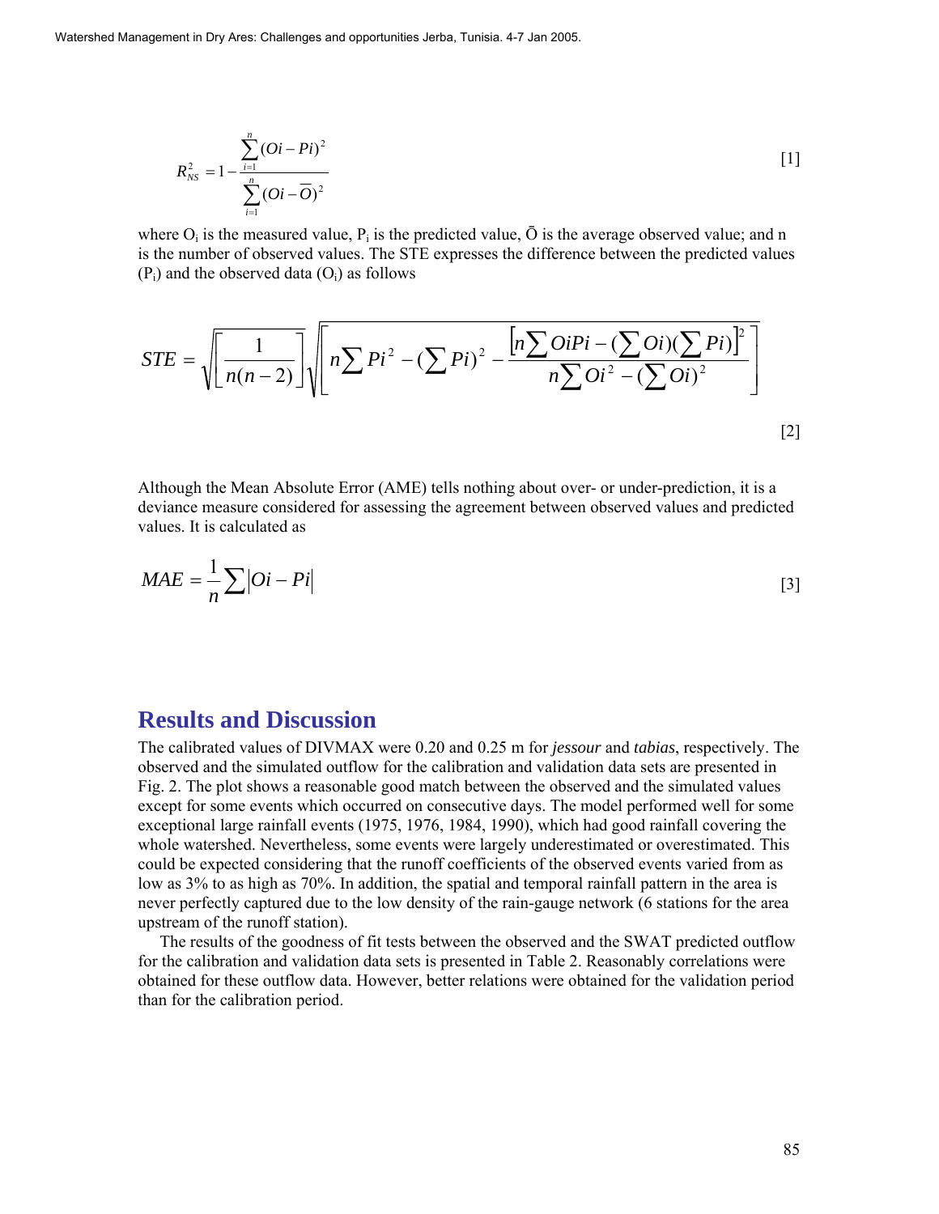$$R_{NS}^2 = 1 - \frac{\sum_{i=1}^{n}(Oi - Pi)^2}{\sum_{i=1}^{n}(Oi - \overline{O})^2} \tag{1}$$

where $O_i$ is the measured value, $P_i$ is the predicted value, Ō is the average observed value; and n is the number of observed values. The STE expresses the difference between the predicted values ($P_i$) and the observed data ($O_i$) as follows

$$STE = \sqrt{\left[\frac{1}{n(n-2)}\right]}\sqrt{\left[n\sum Pi^2 - (\sum Pi)^2 - \frac{\left[n\sum OiPi - (\sum Oi)(\sum Pi)\right]^2}{n\sum Oi^2 - (\sum Oi)^2}\right]} \tag{2}$$

Although the Mean Absolute Error (AME) tells nothing about over- or under-prediction, it is a deviance measure considered for assessing the agreement between observed values and predicted values. It is calculated as

$$MAE = \frac{1}{n}\sum\left|Oi - Pi\right| \tag{3}$$

## Results and Discussion

The calibrated values of DIVMAX were 0.20 and 0.25 m for *jessour* and *tabias*, respectively. The observed and the simulated outflow for the calibration and validation data sets are presented in Fig. 2. The plot shows a reasonable good match between the observed and the simulated values except for some events which occurred on consecutive days. The model performed well for some exceptional large rainfall events (1975, 1976, 1984, 1990), which had good rainfall covering the whole watershed. Nevertheless, some events were largely underestimated or overestimated. This could be expected considering that the runoff coefficients of the observed events varied from as low as 3% to as high as 70%. In addition, the spatial and temporal rainfall pattern in the area is never perfectly captured due to the low density of the rain-gauge network (6 stations for the area upstream of the runoff station).

The results of the goodness of fit tests between the observed and the SWAT predicted outflow for the calibration and validation data sets is presented in Table 2. Reasonably correlations were obtained for these outflow data. However, better relations were obtained for the validation period than for the calibration period.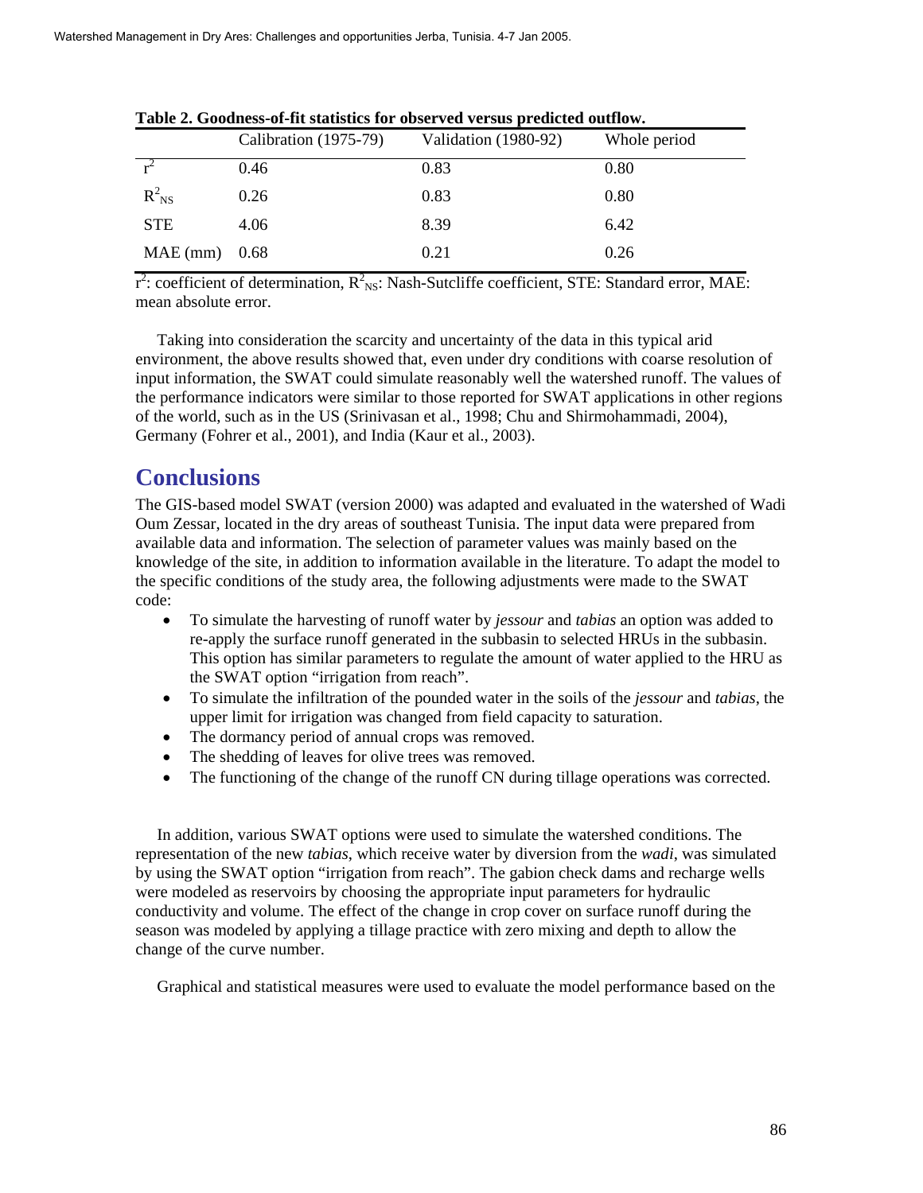**Table 2. Goodness-of-fit statistics for observed versus predicted outflow.**

| | Calibration (1975-79) | Validation (1980-92) | Whole period |
|---|---|---|---|
| $r^2$ | 0.46 | 0.83 | 0.80 |
| $R^2_{NS}$ | 0.26 | 0.83 | 0.80 |
| STE | 4.06 | 8.39 | 6.42 |
| MAE (mm) | 0.68 | 0.21 | 0.26 |

$r^2$: coefficient of determination, $R^2_{NS}$: Nash-Sutcliffe coefficient, STE: Standard error, MAE: mean absolute error.

Taking into consideration the scarcity and uncertainty of the data in this typical arid environment, the above results showed that, even under dry conditions with coarse resolution of input information, the SWAT could simulate reasonably well the watershed runoff. The values of the performance indicators were similar to those reported for SWAT applications in other regions of the world, such as in the US (Srinivasan et al., 1998; Chu and Shirmohammadi, 2004), Germany (Fohrer et al., 2001), and India (Kaur et al., 2003).

## Conclusions

The GIS-based model SWAT (version 2000) was adapted and evaluated in the watershed of Wadi Oum Zessar, located in the dry areas of southeast Tunisia. The input data were prepared from available data and information. The selection of parameter values was mainly based on the knowledge of the site, in addition to information available in the literature. To adapt the model to the specific conditions of the study area, the following adjustments were made to the SWAT code:

- To simulate the harvesting of runoff water by *jessour* and *tabias* an option was added to re-apply the surface runoff generated in the subbasin to selected HRUs in the subbasin. This option has similar parameters to regulate the amount of water applied to the HRU as the SWAT option "irrigation from reach".
- To simulate the infiltration of the pounded water in the soils of the *jessour* and *tabias*, the upper limit for irrigation was changed from field capacity to saturation.
- The dormancy period of annual crops was removed.
- The shedding of leaves for olive trees was removed.
- The functioning of the change of the runoff CN during tillage operations was corrected.

In addition, various SWAT options were used to simulate the watershed conditions. The representation of the new *tabias*, which receive water by diversion from the *wadi*, was simulated by using the SWAT option "irrigation from reach". The gabion check dams and recharge wells were modeled as reservoirs by choosing the appropriate input parameters for hydraulic conductivity and volume. The effect of the change in crop cover on surface runoff during the season was modeled by applying a tillage practice with zero mixing and depth to allow the change of the curve number.

Graphical and statistical measures were used to evaluate the model performance based on the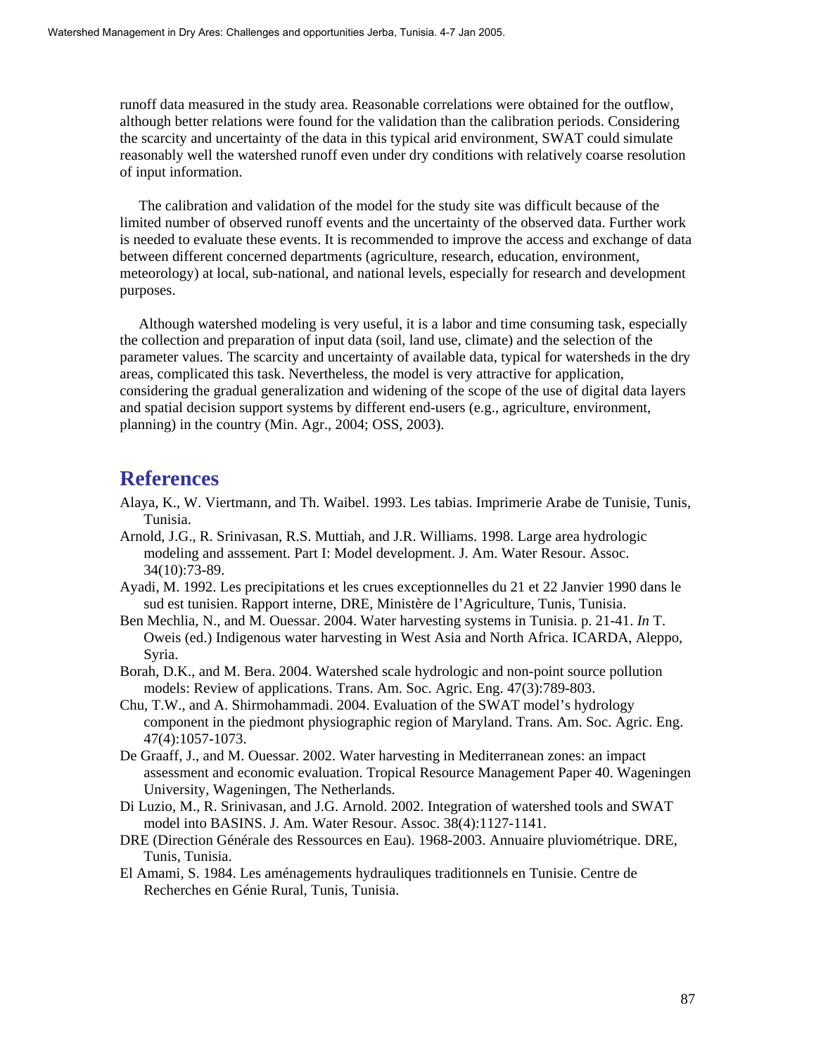runoff data measured in the study area. Reasonable correlations were obtained for the outflow, although better relations were found for the validation than the calibration periods. Considering the scarcity and uncertainty of the data in this typical arid environment, SWAT could simulate reasonably well the watershed runoff even under dry conditions with relatively coarse resolution of input information.

The calibration and validation of the model for the study site was difficult because of the limited number of observed runoff events and the uncertainty of the observed data. Further work is needed to evaluate these events. It is recommended to improve the access and exchange of data between different concerned departments (agriculture, research, education, environment, meteorology) at local, sub-national, and national levels, especially for research and development purposes.

Although watershed modeling is very useful, it is a labor and time consuming task, especially the collection and preparation of input data (soil, land use, climate) and the selection of the parameter values. The scarcity and uncertainty of available data, typical for watersheds in the dry areas, complicated this task. Nevertheless, the model is very attractive for application, considering the gradual generalization and widening of the scope of the use of digital data layers and spatial decision support systems by different end-users (e.g., agriculture, environment, planning) in the country (Min. Agr., 2004; OSS, 2003).

## References

Alaya, K., W. Viertmann, and Th. Waibel. 1993. Les tabias. Imprimerie Arabe de Tunisie, Tunis, Tunisia.

Arnold, J.G., R. Srinivasan, R.S. Muttiah, and J.R. Williams. 1998. Large area hydrologic modeling and asssement. Part I: Model development. J. Am. Water Resour. Assoc. 34(10):73-89.

Ayadi, M. 1992. Les precipitations et les crues exceptionnelles du 21 et 22 Janvier 1990 dans le sud est tunisien. Rapport interne, DRE, Ministère de l'Agriculture, Tunis, Tunisia.

Ben Mechlia, N., and M. Ouessar. 2004. Water harvesting systems in Tunisia. p. 21-41. *In* T. Oweis (ed.) Indigenous water harvesting in West Asia and North Africa. ICARDA, Aleppo, Syria.

Borah, D.K., and M. Bera. 2004. Watershed scale hydrologic and non-point source pollution models: Review of applications. Trans. Am. Soc. Agric. Eng. 47(3):789-803.

Chu, T.W., and A. Shirmohammadi. 2004. Evaluation of the SWAT model's hydrology component in the piedmont physiographic region of Maryland. Trans. Am. Soc. Agric. Eng. 47(4):1057-1073.

De Graaff, J., and M. Ouessar. 2002. Water harvesting in Mediterranean zones: an impact assessment and economic evaluation. Tropical Resource Management Paper 40. Wageningen University, Wageningen, The Netherlands.

Di Luzio, M., R. Srinivasan, and J.G. Arnold. 2002. Integration of watershed tools and SWAT model into BASINS. J. Am. Water Resour. Assoc. 38(4):1127-1141.

DRE (Direction Générale des Ressources en Eau). 1968-2003. Annuaire pluviométrique. DRE, Tunis, Tunisia.

El Amami, S. 1984. Les aménagements hydrauliques traditionnels en Tunisie. Centre de Recherches en Génie Rural, Tunis, Tunisia.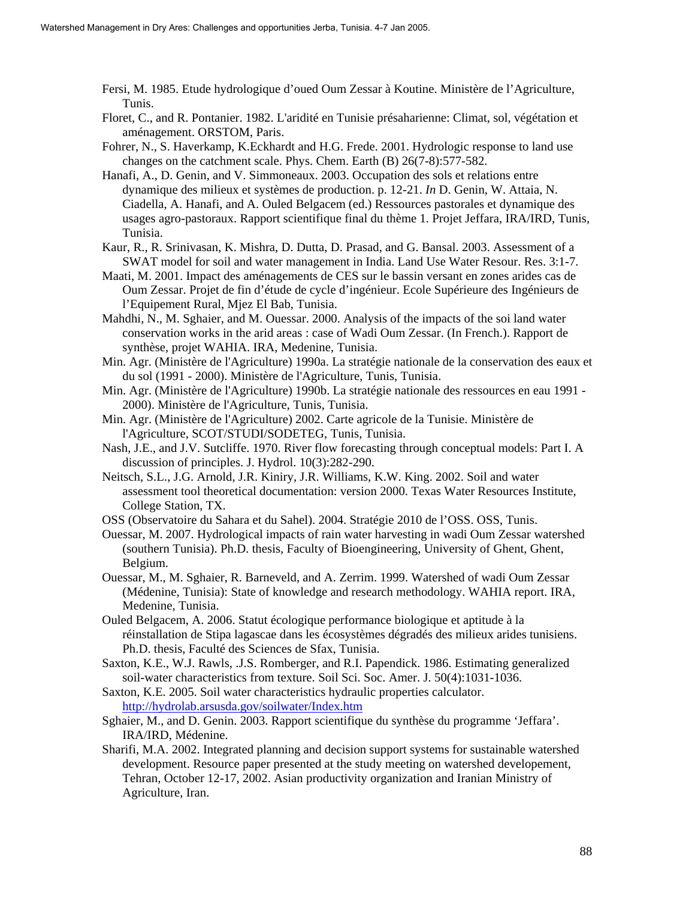Fersi, M. 1985. Etude hydrologique d'oued Oum Zessar à Koutine. Ministère de l'Agriculture, Tunis.

Floret, C., and R. Pontanier. 1982. L'aridité en Tunisie présaharienne: Climat, sol, végétation et aménagement. ORSTOM, Paris.

Fohrer, N., S. Haverkamp, K.Eckhardt and H.G. Frede. 2001. Hydrologic response to land use changes on the catchment scale. Phys. Chem. Earth (B) 26(7-8):577-582.

Hanafi, A., D. Genin, and V. Simmoneaux. 2003. Occupation des sols et relations entre dynamique des milieux et systèmes de production. p. 12-21. *In* D. Genin, W. Attaia, N. Ciadella, A. Hanafi, and A. Ouled Belgacem (ed.) Ressources pastorales et dynamique des usages agro-pastoraux. Rapport scientifique final du thème 1. Projet Jeffara, IRA/IRD, Tunis, Tunisia.

Kaur, R., R. Srinivasan, K. Mishra, D. Dutta, D. Prasad, and G. Bansal. 2003. Assessment of a SWAT model for soil and water management in India. Land Use Water Resour. Res. 3:1-7.

Maati, M. 2001. Impact des aménagements de CES sur le bassin versant en zones arides cas de Oum Zessar. Projet de fin d'étude de cycle d'ingénieur. Ecole Supérieure des Ingénieurs de l'Equipement Rural, Mjez El Bab, Tunisia.

Mahdhi, N., M. Sghaier, and M. Ouessar. 2000. Analysis of the impacts of the soi land water conservation works in the arid areas : case of Wadi Oum Zessar. (In French.). Rapport de synthèse, projet WAHIA. IRA, Medenine, Tunisia.

Min. Agr. (Ministère de l'Agriculture) 1990a. La stratégie nationale de la conservation des eaux et du sol (1991 - 2000). Ministère de l'Agriculture, Tunis, Tunisia.

Min. Agr. (Ministère de l'Agriculture) 1990b. La stratégie nationale des ressources en eau 1991 - 2000). Ministère de l'Agriculture, Tunis, Tunisia.

Min. Agr. (Ministère de l'Agriculture) 2002. Carte agricole de la Tunisie. Ministère de l'Agriculture, SCOT/STUDI/SODETEG, Tunis, Tunisia.

Nash, J.E., and J.V. Sutcliffe. 1970. River flow forecasting through conceptual models: Part I. A discussion of principles. J. Hydrol. 10(3):282-290.

Neitsch, S.L., J.G. Arnold, J.R. Kiniry, J.R. Williams, K.W. King. 2002. Soil and water assessment tool theoretical documentation: version 2000. Texas Water Resources Institute, College Station, TX.

OSS (Observatoire du Sahara et du Sahel). 2004. Stratégie 2010 de l'OSS. OSS, Tunis.

Ouessar, M. 2007. Hydrological impacts of rain water harvesting in wadi Oum Zessar watershed (southern Tunisia). Ph.D. thesis, Faculty of Bioengineering, University of Ghent, Ghent, Belgium.

Ouessar, M., M. Sghaier, R. Barneveld, and A. Zerrim. 1999. Watershed of wadi Oum Zessar (Médenine, Tunisia): State of knowledge and research methodology. WAHIA report. IRA, Medenine, Tunisia.

Ouled Belgacem, A. 2006. Statut écologique performance biologique et aptitude à la réinstallation de Stipa lagascae dans les écosystèmes dégradés des milieux arides tunisiens. Ph.D. thesis, Faculté des Sciences de Sfax, Tunisia.

Saxton, K.E., W.J. Rawls, .J.S. Romberger, and R.I. Papendick. 1986. Estimating generalized soil-water characteristics from texture. Soil Sci. Soc. Amer. J. 50(4):1031-1036.

Saxton, K.E. 2005. Soil water characteristics hydraulic properties calculator. http://hydrolab.arsusda.gov/soilwater/Index.htm

Sghaier, M., and D. Genin. 2003. Rapport scientifique du synthèse du programme 'Jeffara'. IRA/IRD, Médenine.

Sharifi, M.A. 2002. Integrated planning and decision support systems for sustainable watershed development. Resource paper presented at the study meeting on watershed developement, Tehran, October 12-17, 2002. Asian productivity organization and Iranian Ministry of Agriculture, Iran.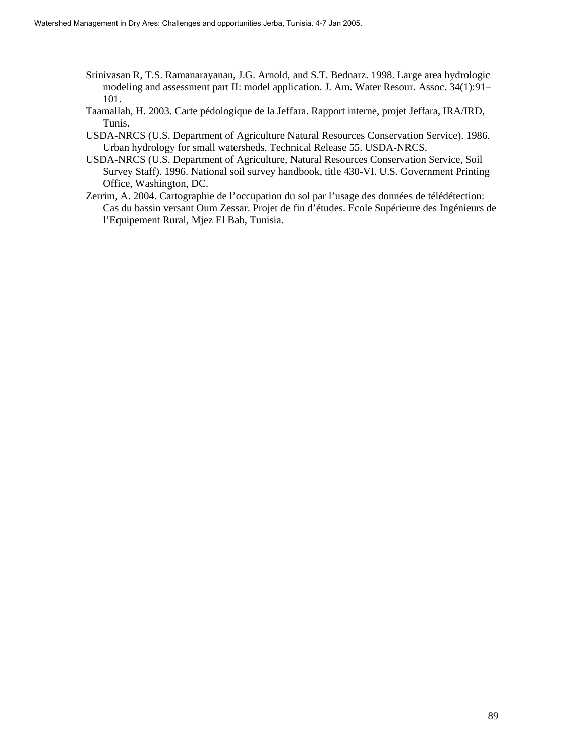Srinivasan R, T.S. Ramanarayanan, J.G. Arnold, and S.T. Bednarz. 1998. Large area hydrologic modeling and assessment part II: model application. J. Am. Water Resour. Assoc. 34(1):91–101.

Taamallah, H. 2003. Carte pédologique de la Jeffara. Rapport interne, projet Jeffara, IRA/IRD, Tunis.

USDA-NRCS (U.S. Department of Agriculture Natural Resources Conservation Service). 1986. Urban hydrology for small watersheds. Technical Release 55. USDA-NRCS.

USDA-NRCS (U.S. Department of Agriculture, Natural Resources Conservation Service, Soil Survey Staff). 1996. National soil survey handbook, title 430-VI. U.S. Government Printing Office, Washington, DC.

Zerrim, A. 2004. Cartographie de l'occupation du sol par l'usage des données de télédétection: Cas du bassin versant Oum Zessar. Projet de fin d'études. Ecole Supérieure des Ingénieurs de l'Equipement Rural, Mjez El Bab, Tunisia.